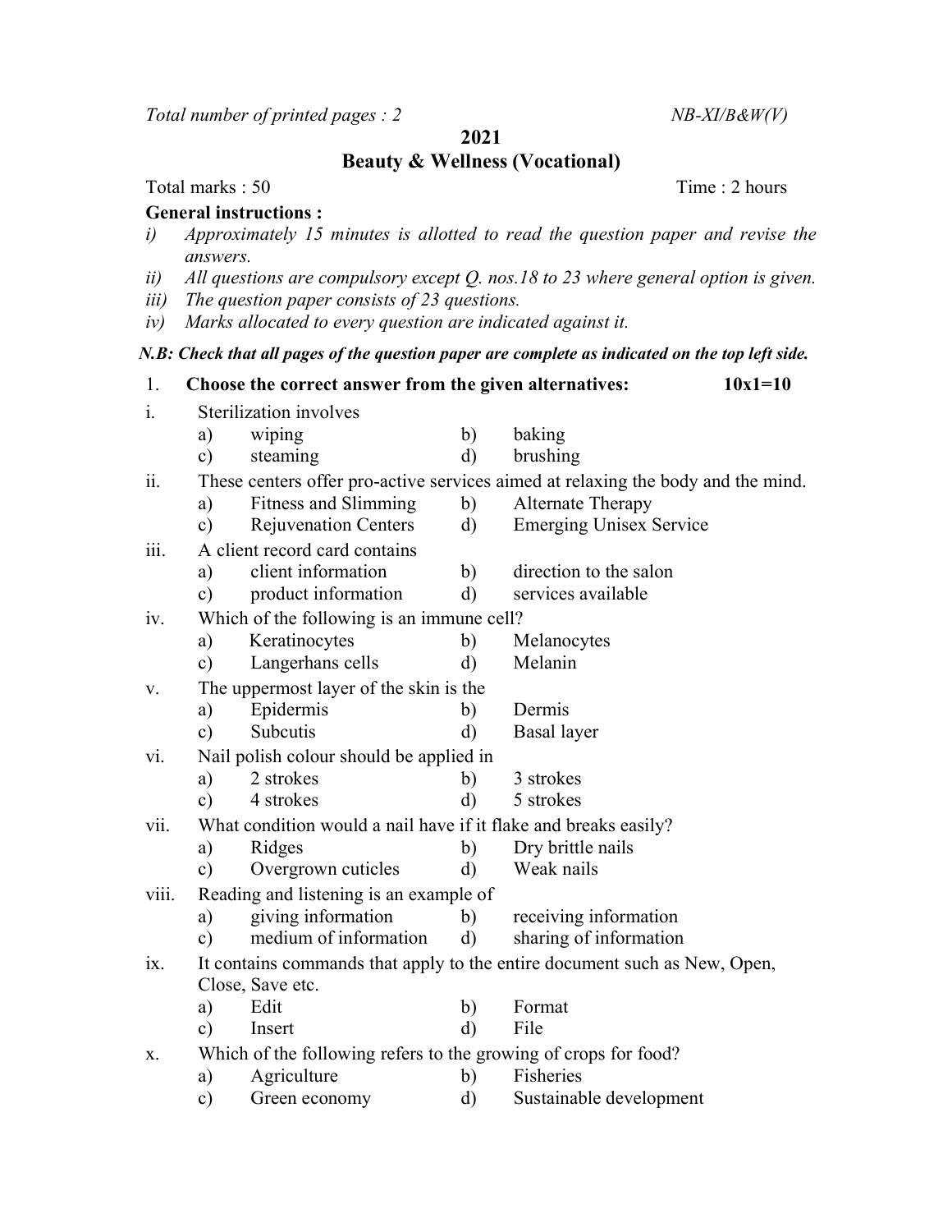*Total number of printed pages : 2* *NB-XI/B&W(V)*

**2021**

**Beauty & Wellness (Vocational)**

Total marks : 50 Time : 2 hours

**General instructions :**

*i) Approximately 15 minutes is allotted to read the question paper and revise the answers.*

*ii) All questions are compulsory except Q. nos.18 to 23 where general option is given.*

*iii) The question paper consists of 23 questions.*

*iv) Marks allocated to every question are indicated against it.*

***N.B: Check that all pages of the question paper are complete as indicated on the top left side.***

1. **Choose the correct answer from the given alternatives: 10x1=10**

i. Sterilization involves
   - a) wiping
   - b) baking
   - c) steaming
   - d) brushing

ii. These centers offer pro-active services aimed at relaxing the body and the mind.
   - a) Fitness and Slimming
   - b) Alternate Therapy
   - c) Rejuvenation Centers
   - d) Emerging Unisex Service

iii. A client record card contains
   - a) client information
   - b) direction to the salon
   - c) product information
   - d) services available

iv. Which of the following is an immune cell?
   - a) Keratinocytes
   - b) Melanocytes
   - c) Langerhans cells
   - d) Melanin

v. The uppermost layer of the skin is the
   - a) Epidermis
   - b) Dermis
   - c) Subcutis
   - d) Basal layer

vi. Nail polish colour should be applied in
   - a) 2 strokes
   - b) 3 strokes
   - c) 4 strokes
   - d) 5 strokes

vii. What condition would a nail have if it flake and breaks easily?
   - a) Ridges
   - b) Dry brittle nails
   - c) Overgrown cuticles
   - d) Weak nails

viii. Reading and listening is an example of
   - a) giving information
   - b) receiving information
   - c) medium of information
   - d) sharing of information

ix. It contains commands that apply to the entire document such as New, Open, Close, Save etc.
   - a) Edit
   - b) Format
   - c) Insert
   - d) File

x. Which of the following refers to the growing of crops for food?
   - a) Agriculture
   - b) Fisheries
   - c) Green economy
   - d) Sustainable development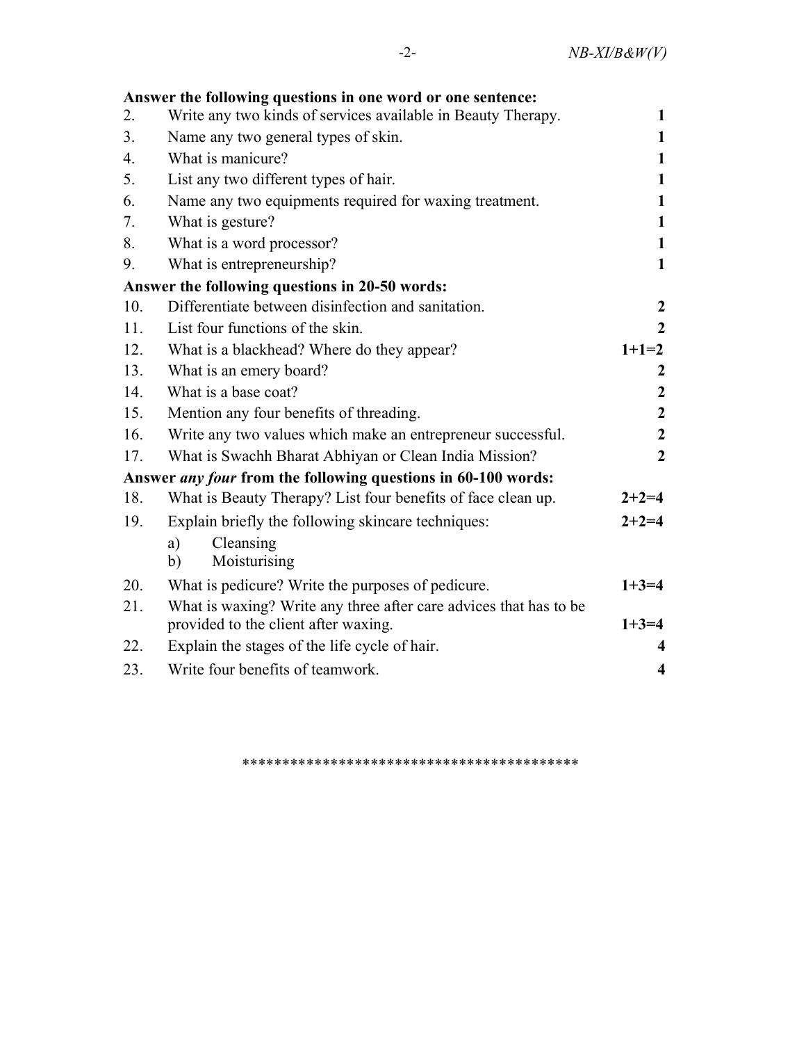**Answer the following questions in one word or one sentence:**

2. Write any two kinds of services available in Beauty Therapy. **1**
3. Name any two general types of skin. **1**
4. What is manicure? **1**
5. List any two different types of hair. **1**
6. Name any two equipments required for waxing treatment. **1**
7. What is gesture? **1**
8. What is a word processor? **1**
9. What is entrepreneurship? **1**

**Answer the following questions in 20-50 words:**

10. Differentiate between disinfection and sanitation. **2**
11. List four functions of the skin. **2**
12. What is a blackhead? Where do they appear? **1+1=2**
13. What is an emery board? **2**
14. What is a base coat? **2**
15. Mention any four benefits of threading. **2**
16. Write any two values which make an entrepreneur successful. **2**
17. What is Swachh Bharat Abhiyan or Clean India Mission? **2**

**Answer *any four* from the following questions in 60-100 words:**

18. What is Beauty Therapy? List four benefits of face clean up. **2+2=4**
19. Explain briefly the following skincare techniques: **2+2=4**
    a) Cleansing
    b) Moisturising
20. What is pedicure? Write the purposes of pedicure. **1+3=4**
21. What is waxing? Write any three after care advices that has to be provided to the client after waxing. **1+3=4**
22. Explain the stages of the life cycle of hair. **4**
23. Write four benefits of teamwork. **4**

\*\*\*\*\*\*\*\*\*\*\*\*\*\*\*\*\*\*\*\*\*\*\*\*\*\*\*\*\*\*\*\*\*\*\*\*\*\*\*\*\*\*\*\*